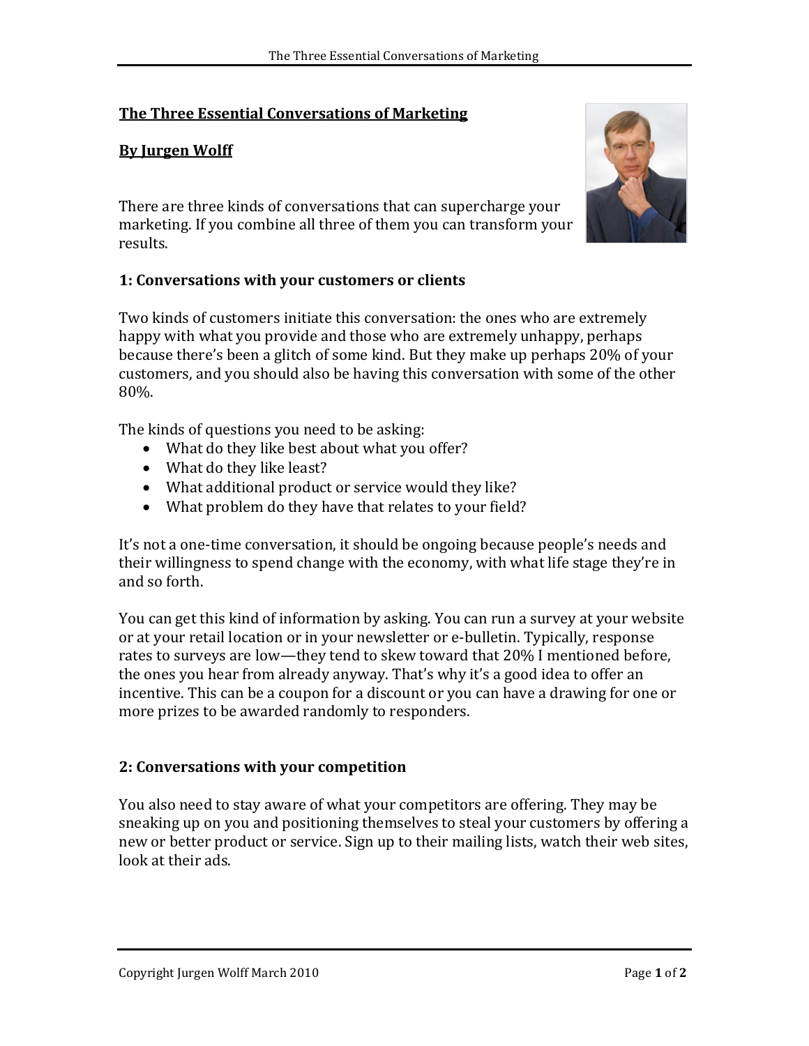# The Three Essential Conversations of Marketing

## By Jurgen Wolff

There are three kinds of conversations that can supercharge your marketing. If you combine all three of them you can transform your results.

### 1: Conversations with your customers or clients

Two kinds of customers initiate this conversation: the ones who are extremely happy with what you provide and those who are extremely unhappy, perhaps because there's been a glitch of some kind. But they make up perhaps 20% of your customers, and you should also be having this conversation with some of the other 80%.

The kinds of questions you need to be asking:

- What do they like best about what you offer?
- What do they like least?
- What additional product or service would they like?
- What problem do they have that relates to your field?

It's not a one-time conversation, it should be ongoing because people's needs and their willingness to spend change with the economy, with what life stage they're in and so forth.

You can get this kind of information by asking. You can run a survey at your website or at your retail location or in your newsletter or e-bulletin. Typically, response rates to surveys are low—they tend to skew toward that 20% I mentioned before, the ones you hear from already anyway. That's why it's a good idea to offer an incentive. This can be a coupon for a discount or you can have a drawing for one or more prizes to be awarded randomly to responders.

### 2: Conversations with your competition

You also need to stay aware of what your competitors are offering. They may be sneaking up on you and positioning themselves to steal your customers by offering a new or better product or service. Sign up to their mailing lists, watch their web sites, look at their ads.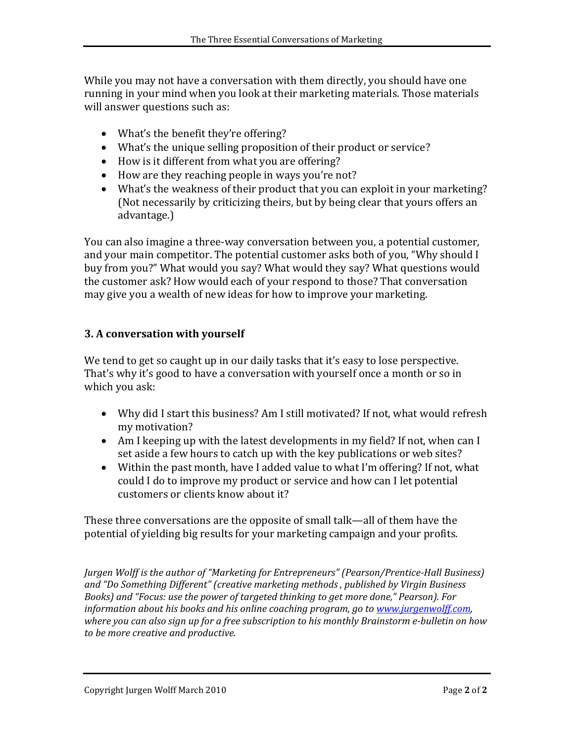While you may not have a conversation with them directly, you should have one running in your mind when you look at their marketing materials. Those materials will answer questions such as:

- What's the benefit they're offering?
- What's the unique selling proposition of their product or service?
- How is it different from what you are offering?
- How are they reaching people in ways you're not?
- What's the weakness of their product that you can exploit in your marketing? (Not necessarily by criticizing theirs, but by being clear that yours offers an advantage.)

You can also imagine a three-way conversation between you, a potential customer, and your main competitor. The potential customer asks both of you, "Why should I buy from you?" What would you say? What would they say? What questions would the customer ask? How would each of your respond to those? That conversation may give you a wealth of new ideas for how to improve your marketing.

### 3. A conversation with yourself

We tend to get so caught up in our daily tasks that it's easy to lose perspective. That's why it's good to have a conversation with yourself once a month or so in which you ask:

- Why did I start this business? Am I still motivated? If not, what would refresh my motivation?
- Am I keeping up with the latest developments in my field? If not, when can I set aside a few hours to catch up with the key publications or web sites?
- Within the past month, have I added value to what I'm offering? If not, what could I do to improve my product or service and how can I let potential customers or clients know about it?

These three conversations are the opposite of small talk—all of them have the potential of yielding big results for your marketing campaign and your profits.

*Jurgen Wolff is the author of "Marketing for Entrepreneurs" (Pearson/Prentice-Hall Business) and "Do Something Different" (creative marketing methods , published by Virgin Business Books) and "Focus: use the power of targeted thinking to get more done," Pearson). For information about his books and his online coaching program, go to [www.jurgenwolff.com](http://www.jurgenwolff.com), where you can also sign up for a free subscription to his monthly Brainstorm e-bulletin on how to be more creative and productive.*

Copyright Jurgen Wolff March 2010